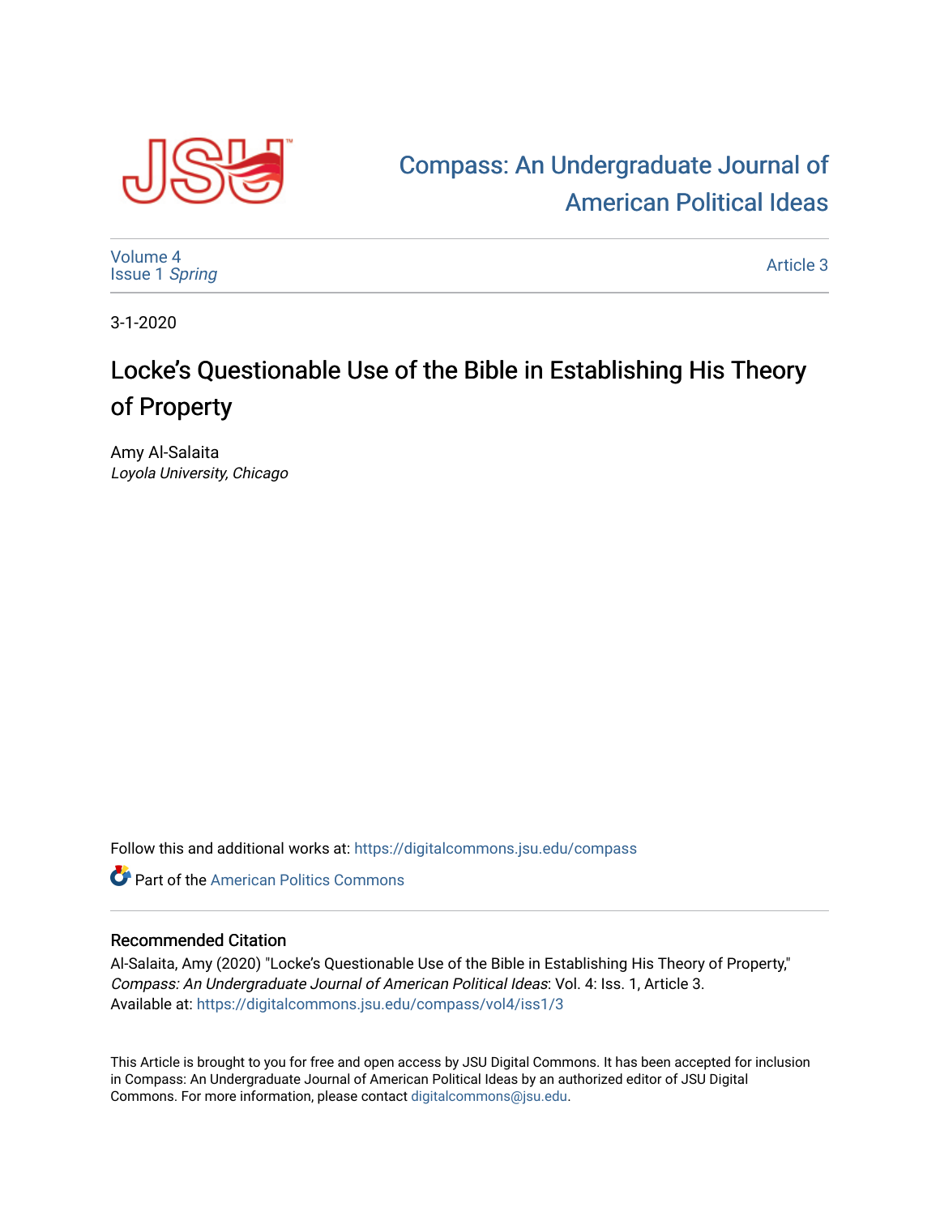Compass: An Undergraduate Journal of American Political Ideas

Volume 4
Issue 1 *Spring*

Article 3

3-1-2020

# Locke's Questionable Use of the Bible in Establishing His Theory of Property

Amy Al-Salaita
*Loyola University, Chicago*

Follow this and additional works at: https://digitalcommons.jsu.edu/compass

Part of the American Politics Commons

## Recommended Citation

Al-Salaita, Amy (2020) "Locke's Questionable Use of the Bible in Establishing His Theory of Property," *Compass: An Undergraduate Journal of American Political Ideas*: Vol. 4: Iss. 1, Article 3.
Available at: https://digitalcommons.jsu.edu/compass/vol4/iss1/3

This Article is brought to you for free and open access by JSU Digital Commons. It has been accepted for inclusion in Compass: An Undergraduate Journal of American Political Ideas by an authorized editor of JSU Digital Commons. For more information, please contact digitalcommons@jsu.edu.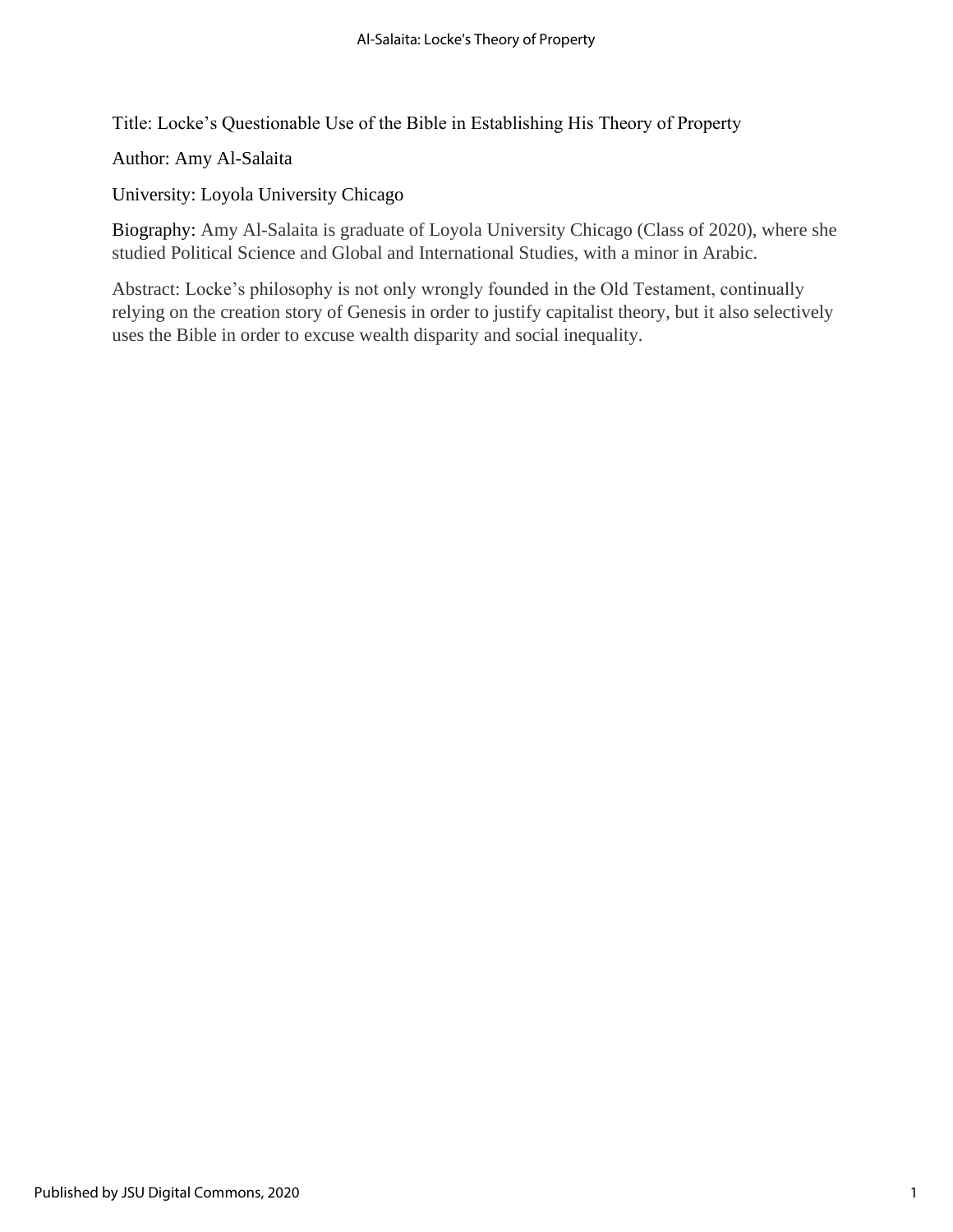Title: Locke's Questionable Use of the Bible in Establishing His Theory of Property

Author: Amy Al-Salaita

University: Loyola University Chicago

Biography: Amy Al-Salaita is graduate of Loyola University Chicago (Class of 2020), where she studied Political Science and Global and International Studies, with a minor in Arabic.

Abstract: Locke's philosophy is not only wrongly founded in the Old Testament, continually relying on the creation story of Genesis in order to justify capitalist theory, but it also selectively uses the Bible in order to excuse wealth disparity and social inequality.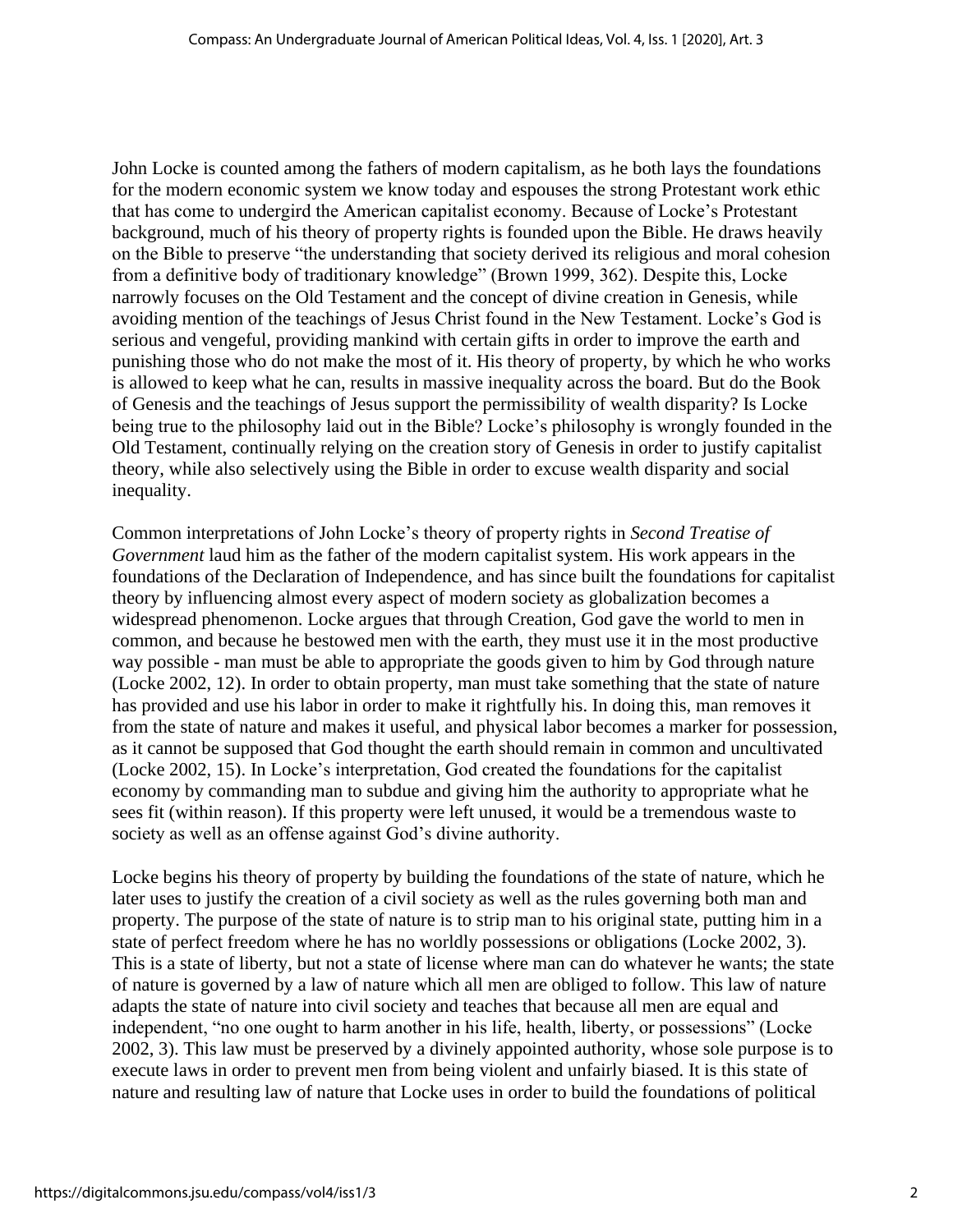John Locke is counted among the fathers of modern capitalism, as he both lays the foundations for the modern economic system we know today and espouses the strong Protestant work ethic that has come to undergird the American capitalist economy. Because of Locke's Protestant background, much of his theory of property rights is founded upon the Bible. He draws heavily on the Bible to preserve "the understanding that society derived its religious and moral cohesion from a definitive body of traditionary knowledge" (Brown 1999, 362). Despite this, Locke narrowly focuses on the Old Testament and the concept of divine creation in Genesis, while avoiding mention of the teachings of Jesus Christ found in the New Testament. Locke's God is serious and vengeful, providing mankind with certain gifts in order to improve the earth and punishing those who do not make the most of it. His theory of property, by which he who works is allowed to keep what he can, results in massive inequality across the board. But do the Book of Genesis and the teachings of Jesus support the permissibility of wealth disparity? Is Locke being true to the philosophy laid out in the Bible? Locke's philosophy is wrongly founded in the Old Testament, continually relying on the creation story of Genesis in order to justify capitalist theory, while also selectively using the Bible in order to excuse wealth disparity and social inequality.

Common interpretations of John Locke's theory of property rights in *Second Treatise of Government* laud him as the father of the modern capitalist system. His work appears in the foundations of the Declaration of Independence, and has since built the foundations for capitalist theory by influencing almost every aspect of modern society as globalization becomes a widespread phenomenon. Locke argues that through Creation, God gave the world to men in common, and because he bestowed men with the earth, they must use it in the most productive way possible - man must be able to appropriate the goods given to him by God through nature (Locke 2002, 12). In order to obtain property, man must take something that the state of nature has provided and use his labor in order to make it rightfully his. In doing this, man removes it from the state of nature and makes it useful, and physical labor becomes a marker for possession, as it cannot be supposed that God thought the earth should remain in common and uncultivated (Locke 2002, 15). In Locke's interpretation, God created the foundations for the capitalist economy by commanding man to subdue and giving him the authority to appropriate what he sees fit (within reason). If this property were left unused, it would be a tremendous waste to society as well as an offense against God's divine authority.

Locke begins his theory of property by building the foundations of the state of nature, which he later uses to justify the creation of a civil society as well as the rules governing both man and property. The purpose of the state of nature is to strip man to his original state, putting him in a state of perfect freedom where he has no worldly possessions or obligations (Locke 2002, 3). This is a state of liberty, but not a state of license where man can do whatever he wants; the state of nature is governed by a law of nature which all men are obliged to follow. This law of nature adapts the state of nature into civil society and teaches that because all men are equal and independent, "no one ought to harm another in his life, health, liberty, or possessions" (Locke 2002, 3). This law must be preserved by a divinely appointed authority, whose sole purpose is to execute laws in order to prevent men from being violent and unfairly biased. It is this state of nature and resulting law of nature that Locke uses in order to build the foundations of political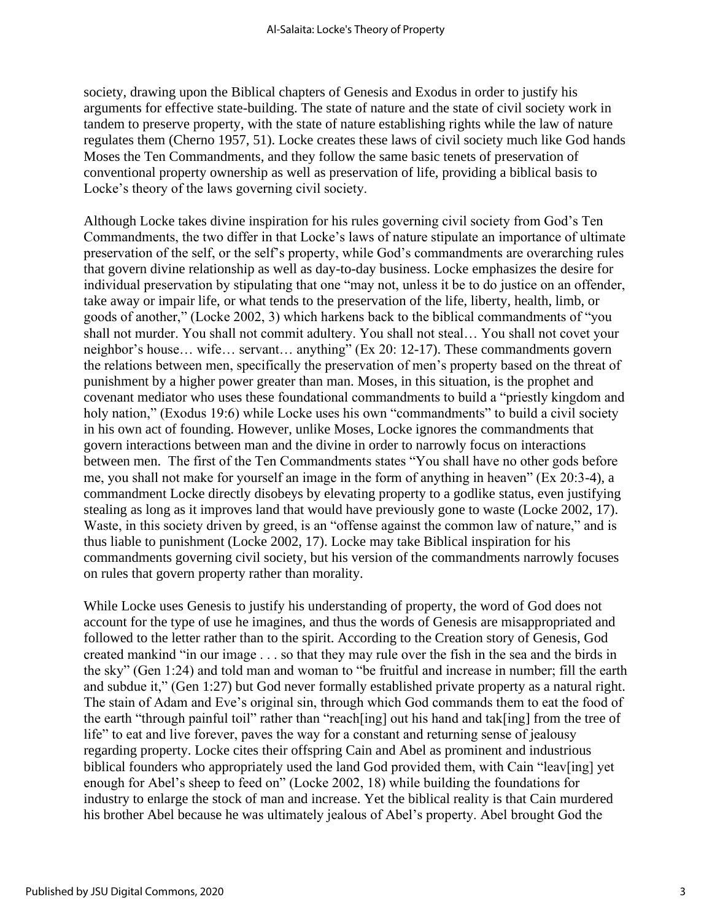society, drawing upon the Biblical chapters of Genesis and Exodus in order to justify his arguments for effective state-building. The state of nature and the state of civil society work in tandem to preserve property, with the state of nature establishing rights while the law of nature regulates them (Cherno 1957, 51). Locke creates these laws of civil society much like God hands Moses the Ten Commandments, and they follow the same basic tenets of preservation of conventional property ownership as well as preservation of life, providing a biblical basis to Locke's theory of the laws governing civil society.

Although Locke takes divine inspiration for his rules governing civil society from God's Ten Commandments, the two differ in that Locke's laws of nature stipulate an importance of ultimate preservation of the self, or the self's property, while God's commandments are overarching rules that govern divine relationship as well as day-to-day business. Locke emphasizes the desire for individual preservation by stipulating that one "may not, unless it be to do justice on an offender, take away or impair life, or what tends to the preservation of the life, liberty, health, limb, or goods of another," (Locke 2002, 3) which harkens back to the biblical commandments of "you shall not murder. You shall not commit adultery. You shall not steal… You shall not covet your neighbor's house… wife… servant… anything" (Ex 20: 12-17). These commandments govern the relations between men, specifically the preservation of men's property based on the threat of punishment by a higher power greater than man. Moses, in this situation, is the prophet and covenant mediator who uses these foundational commandments to build a "priestly kingdom and holy nation," (Exodus 19:6) while Locke uses his own "commandments" to build a civil society in his own act of founding. However, unlike Moses, Locke ignores the commandments that govern interactions between man and the divine in order to narrowly focus on interactions between men. The first of the Ten Commandments states "You shall have no other gods before me, you shall not make for yourself an image in the form of anything in heaven" (Ex 20:3-4), a commandment Locke directly disobeys by elevating property to a godlike status, even justifying stealing as long as it improves land that would have previously gone to waste (Locke 2002, 17). Waste, in this society driven by greed, is an "offense against the common law of nature," and is thus liable to punishment (Locke 2002, 17). Locke may take Biblical inspiration for his commandments governing civil society, but his version of the commandments narrowly focuses on rules that govern property rather than morality.

While Locke uses Genesis to justify his understanding of property, the word of God does not account for the type of use he imagines, and thus the words of Genesis are misappropriated and followed to the letter rather than to the spirit. According to the Creation story of Genesis, God created mankind "in our image . . . so that they may rule over the fish in the sea and the birds in the sky" (Gen 1:24) and told man and woman to "be fruitful and increase in number; fill the earth and subdue it," (Gen 1:27) but God never formally established private property as a natural right. The stain of Adam and Eve's original sin, through which God commands them to eat the food of the earth "through painful toil" rather than "reach[ing] out his hand and tak[ing] from the tree of life" to eat and live forever, paves the way for a constant and returning sense of jealousy regarding property. Locke cites their offspring Cain and Abel as prominent and industrious biblical founders who appropriately used the land God provided them, with Cain "leav[ing] yet enough for Abel's sheep to feed on" (Locke 2002, 18) while building the foundations for industry to enlarge the stock of man and increase. Yet the biblical reality is that Cain murdered his brother Abel because he was ultimately jealous of Abel's property. Abel brought God the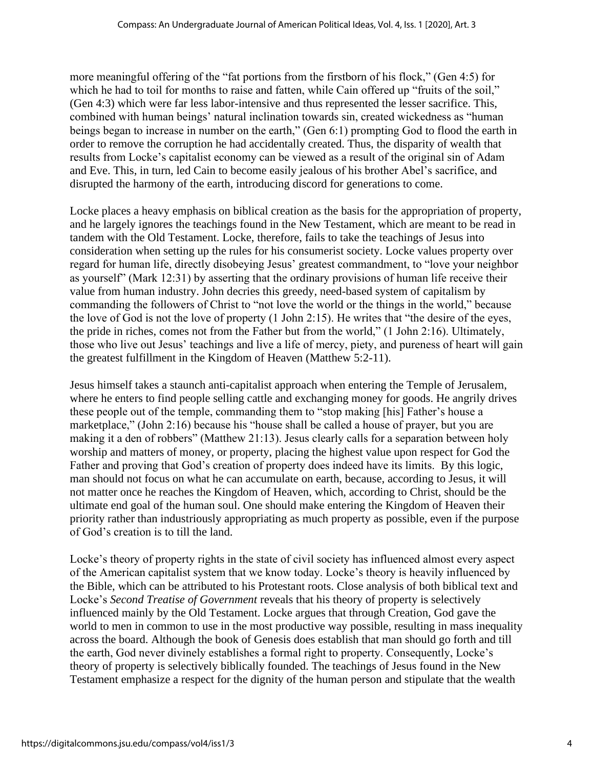more meaningful offering of the "fat portions from the firstborn of his flock," (Gen 4:5) for which he had to toil for months to raise and fatten, while Cain offered up "fruits of the soil," (Gen 4:3) which were far less labor-intensive and thus represented the lesser sacrifice. This, combined with human beings' natural inclination towards sin, created wickedness as "human beings began to increase in number on the earth," (Gen 6:1) prompting God to flood the earth in order to remove the corruption he had accidentally created. Thus, the disparity of wealth that results from Locke's capitalist economy can be viewed as a result of the original sin of Adam and Eve. This, in turn, led Cain to become easily jealous of his brother Abel's sacrifice, and disrupted the harmony of the earth, introducing discord for generations to come.

Locke places a heavy emphasis on biblical creation as the basis for the appropriation of property, and he largely ignores the teachings found in the New Testament, which are meant to be read in tandem with the Old Testament. Locke, therefore, fails to take the teachings of Jesus into consideration when setting up the rules for his consumerist society. Locke values property over regard for human life, directly disobeying Jesus' greatest commandment, to "love your neighbor as yourself" (Mark 12:31) by asserting that the ordinary provisions of human life receive their value from human industry. John decries this greedy, need-based system of capitalism by commanding the followers of Christ to "not love the world or the things in the world," because the love of God is not the love of property (1 John 2:15). He writes that "the desire of the eyes, the pride in riches, comes not from the Father but from the world," (1 John 2:16). Ultimately, those who live out Jesus' teachings and live a life of mercy, piety, and pureness of heart will gain the greatest fulfillment in the Kingdom of Heaven (Matthew 5:2-11).

Jesus himself takes a staunch anti-capitalist approach when entering the Temple of Jerusalem, where he enters to find people selling cattle and exchanging money for goods. He angrily drives these people out of the temple, commanding them to "stop making [his] Father's house a marketplace," (John 2:16) because his "house shall be called a house of prayer, but you are making it a den of robbers" (Matthew 21:13). Jesus clearly calls for a separation between holy worship and matters of money, or property, placing the highest value upon respect for God the Father and proving that God's creation of property does indeed have its limits. By this logic, man should not focus on what he can accumulate on earth, because, according to Jesus, it will not matter once he reaches the Kingdom of Heaven, which, according to Christ, should be the ultimate end goal of the human soul. One should make entering the Kingdom of Heaven their priority rather than industriously appropriating as much property as possible, even if the purpose of God's creation is to till the land.

Locke's theory of property rights in the state of civil society has influenced almost every aspect of the American capitalist system that we know today. Locke's theory is heavily influenced by the Bible, which can be attributed to his Protestant roots. Close analysis of both biblical text and Locke's *Second Treatise of Government* reveals that his theory of property is selectively influenced mainly by the Old Testament. Locke argues that through Creation, God gave the world to men in common to use in the most productive way possible, resulting in mass inequality across the board. Although the book of Genesis does establish that man should go forth and till the earth, God never divinely establishes a formal right to property. Consequently, Locke's theory of property is selectively biblically founded. The teachings of Jesus found in the New Testament emphasize a respect for the dignity of the human person and stipulate that the wealth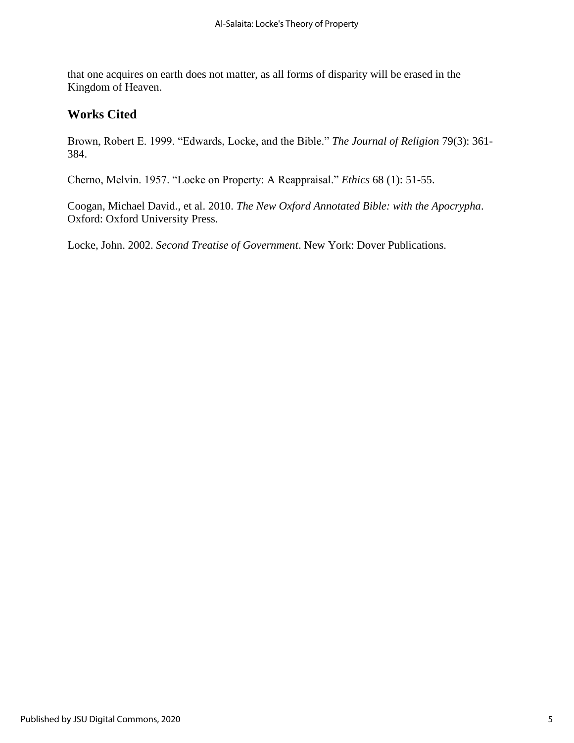that one acquires on earth does not matter, as all forms of disparity will be erased in the Kingdom of Heaven.

## Works Cited

Brown, Robert E. 1999. "Edwards, Locke, and the Bible." *The Journal of Religion* 79(3): 361-384.

Cherno, Melvin. 1957. "Locke on Property: A Reappraisal." *Ethics* 68 (1): 51-55.

Coogan, Michael David., et al. 2010. *The New Oxford Annotated Bible: with the Apocrypha*. Oxford: Oxford University Press.

Locke, John. 2002. *Second Treatise of Government*. New York: Dover Publications.